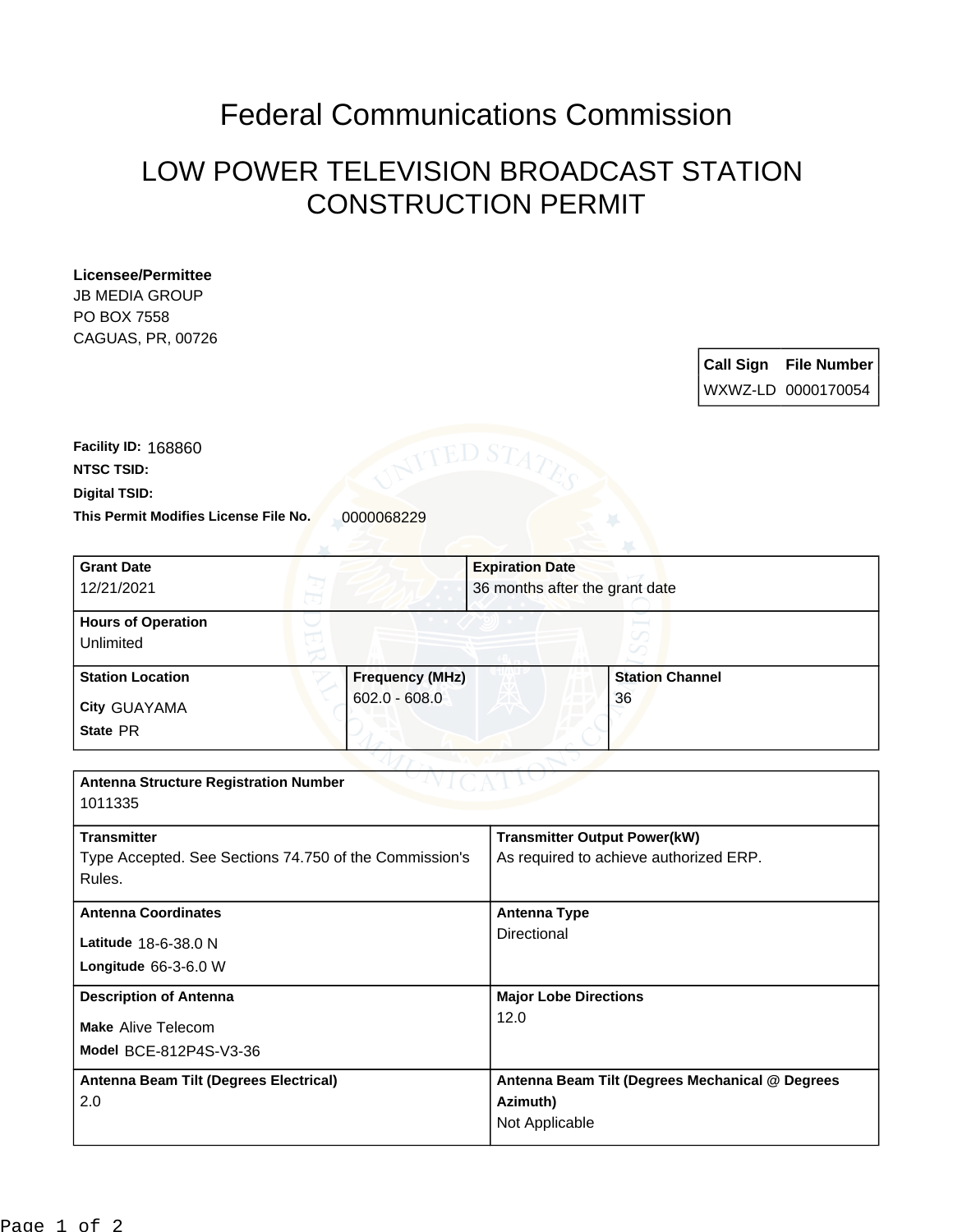# Federal Communications Commission

## LOW POWER TELEVISION BROADCAST STATION CONSTRUCTION PERMIT

**Licensee/Permittee**
JB MEDIA GROUP
PO BOX 7558
CAGUAS, PR, 00726

| Call Sign | File Number |
|---|---|
| WXWZ-LD | 0000170054 |

**Facility ID:** 168860
**NTSC TSID:**
**Digital TSID:**
**This Permit Modifies License File No.** 0000068229

| Grant Date | Expiration Date |
|---|---|
| 12/21/2021 | 36 months after the grant date |

**Hours of Operation**
Unlimited

| Station Location | Frequency (MHz) | Station Channel |
|---|---|---|
| City GUAYAMA<br>State PR | 602.0 - 608.0 | 36 |

**Antenna Structure Registration Number**
1011335

| Transmitter | Transmitter Output Power(kW) |
|---|---|
| Type Accepted. See Sections 74.750 of the Commission's Rules. | As required to achieve authorized ERP. |

| Antenna Coordinates | Antenna Type |
|---|---|
| Latitude 18-6-38.0 N<br>Longitude 66-3-6.0 W | Directional |

| Description of Antenna | Major Lobe Directions |
|---|---|
| Make Alive Telecom<br>Model BCE-812P4S-V3-36 | 12.0 |

| Antenna Beam Tilt (Degrees Electrical) | Antenna Beam Tilt (Degrees Mechanical @ Degrees Azimuth) |
|---|---|
| 2.0 | Not Applicable |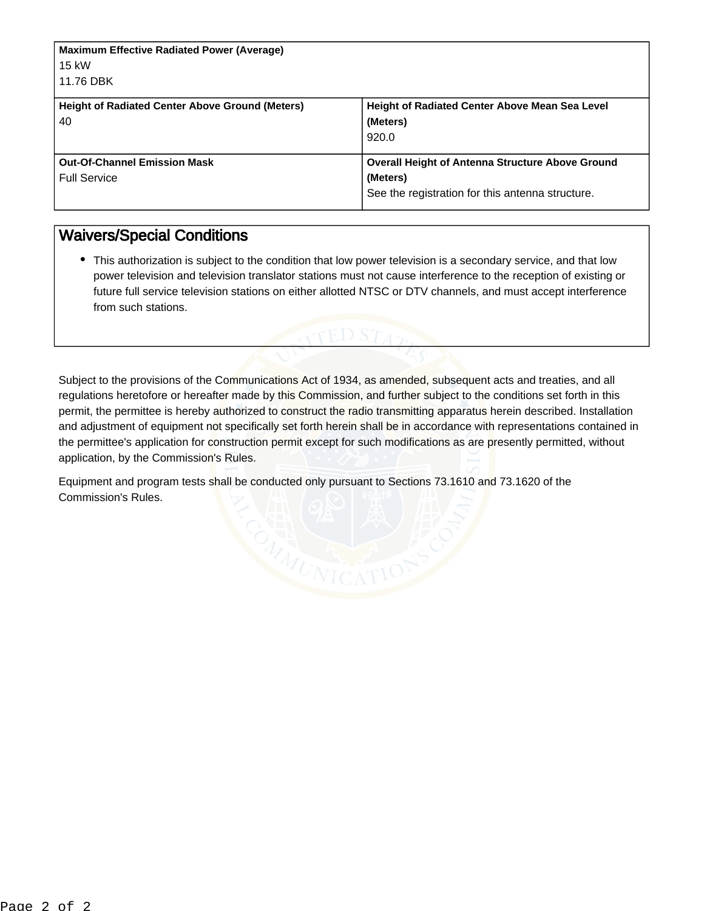| | |
|---|---|
| **Maximum Effective Radiated Power (Average)**<br>15 kW<br>11.76 DBK | |
| **Height of Radiated Center Above Ground (Meters)**<br>40 | **Height of Radiated Center Above Mean Sea Level (Meters)**<br>920.0 |
| **Out-Of-Channel Emission Mask**<br>Full Service | **Overall Height of Antenna Structure Above Ground (Meters)**<br>See the registration for this antenna structure. |

## Waivers/Special Conditions

- This authorization is subject to the condition that low power television is a secondary service, and that low power television and television translator stations must not cause interference to the reception of existing or future full service television stations on either allotted NTSC or DTV channels, and must accept interference from such stations.

Subject to the provisions of the Communications Act of 1934, as amended, subsequent acts and treaties, and all regulations heretofore or hereafter made by this Commission, and further subject to the conditions set forth in this permit, the permittee is hereby authorized to construct the radio transmitting apparatus herein described. Installation and adjustment of equipment not specifically set forth herein shall be in accordance with representations contained in the permittee's application for construction permit except for such modifications as are presently permitted, without application, by the Commission's Rules.

Equipment and program tests shall be conducted only pursuant to Sections 73.1610 and 73.1620 of the Commission's Rules.